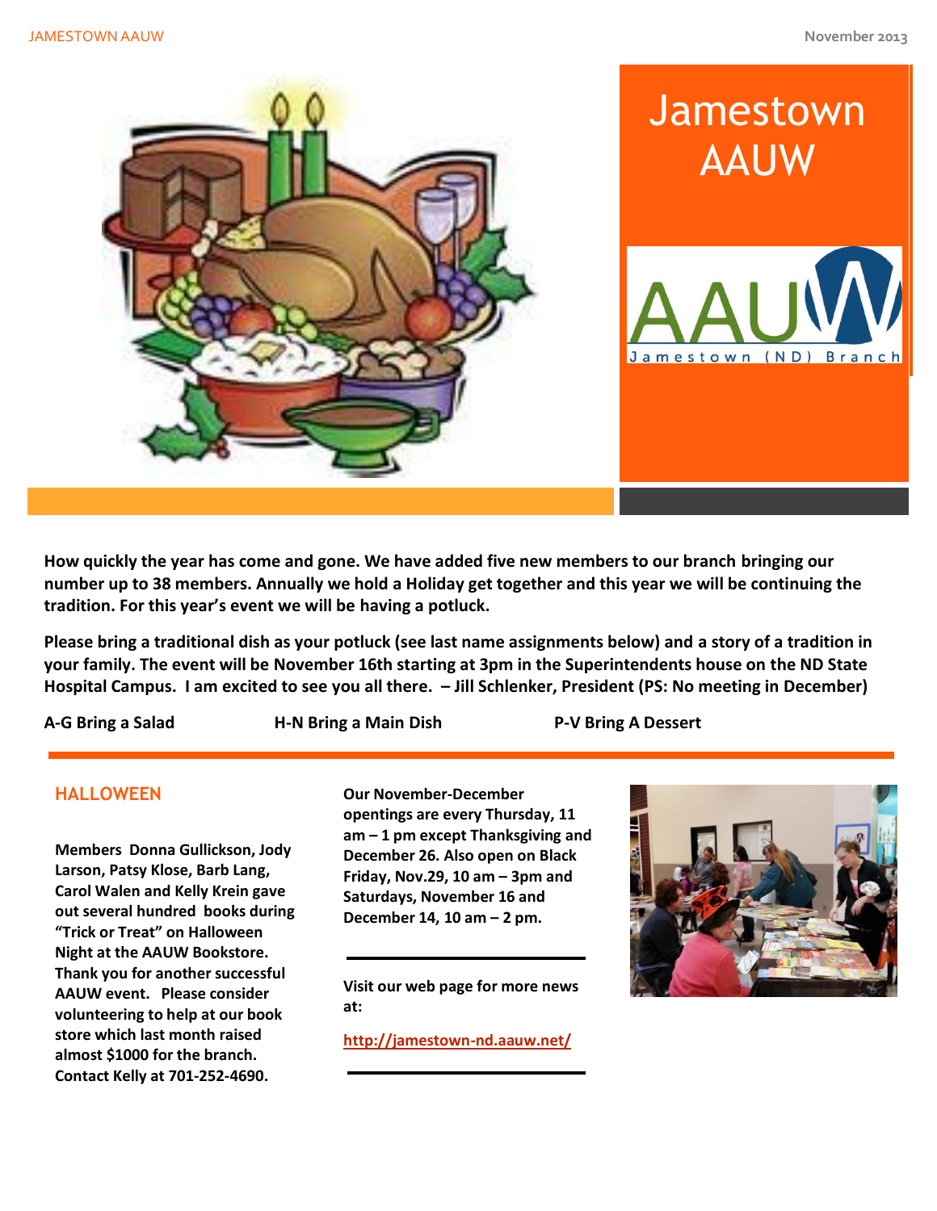# Jamestown AAUW

AAUW Jamestown (ND) Branch

**How quickly the year has come and gone. We have added five new members to our branch bringing our number up to 38 members. Annually we hold a Holiday get together and this year we will be continuing the tradition. For this year's event we will be having a potluck.**

**Please bring a traditional dish as your potluck (see last name assignments below) and a story of a tradition in your family. The event will be November 16th starting at 3pm in the Superintendents house on the ND State Hospital Campus. I am excited to see you all there. – Jill Schlenker, President (PS: No meeting in December)**

**A-G Bring a Salad** | **H-N Bring a Main Dish** | **P-V Bring A Dessert**

## HALLOWEEN

**Members Donna Gullickson, Jody Larson, Patsy Klose, Barb Lang, Carol Walen and Kelly Krein gave out several hundred books during "Trick or Treat" on Halloween Night at the AAUW Bookstore. Thank you for another successful AAUW event. Please consider volunteering to help at our book store which last month raised almost $1000 for the branch. Contact Kelly at 701-252-4690.**

**Our November-December opentings are every Thursday, 11 am – 1 pm except Thanksgiving and December 26. Also open on Black Friday, Nov.29, 10 am – 3pm and Saturdays, November 16 and December 14, 10 am – 2 pm.**

**Visit our web page for more news at:**

**http://jamestown-nd.aauw.net/**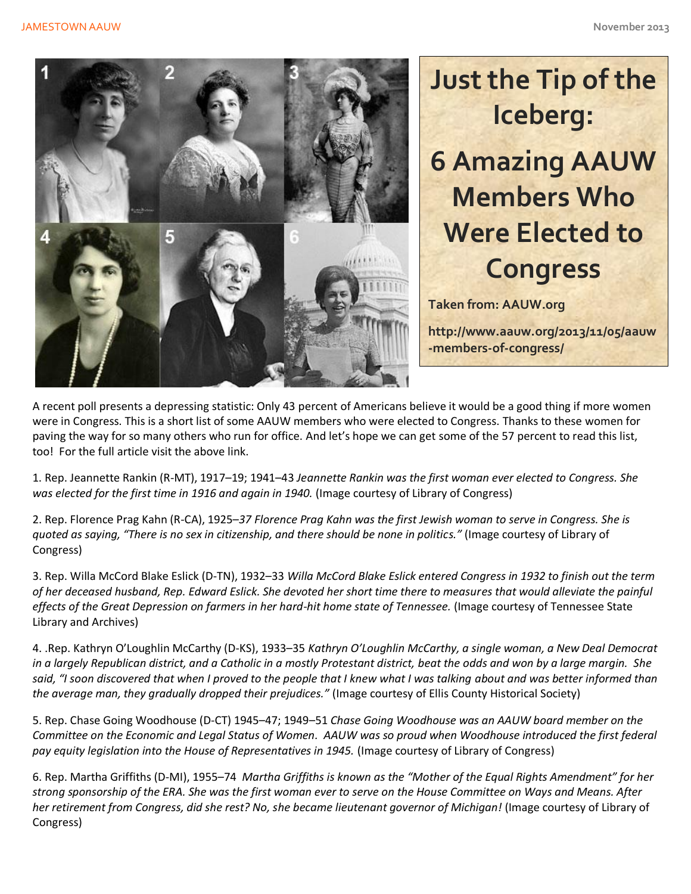# Just the Tip of the Iceberg: 6 Amazing AAUW Members Who Were Elected to Congress

**Taken from: AAUW.org**

**http://www.aauw.org/2013/11/05/aauw-members-of-congress/**

A recent poll presents a depressing statistic: Only 43 percent of Americans believe it would be a good thing if more women were in Congress. This is a short list of some AAUW members who were elected to Congress. Thanks to these women for paving the way for so many others who run for office. And let's hope we can get some of the 57 percent to read this list, too! For the full article visit the above link.

1. Rep. Jeannette Rankin (R-MT), 1917–19; 1941–43 *Jeannette Rankin was the first woman ever elected to Congress. She was elected for the first time in 1916 and again in 1940.* (Image courtesy of Library of Congress)

2. Rep. Florence Prag Kahn (R-CA), 1925–*37 Florence Prag Kahn was the first Jewish woman to serve in Congress. She is quoted as saying, "There is no sex in citizenship, and there should be none in politics."* (Image courtesy of Library of Congress)

3. Rep. Willa McCord Blake Eslick (D-TN), 1932–33 *Willa McCord Blake Eslick entered Congress in 1932 to finish out the term of her deceased husband, Rep. Edward Eslick. She devoted her short time there to measures that would alleviate the painful effects of the Great Depression on farmers in her hard-hit home state of Tennessee.* (Image courtesy of Tennessee State Library and Archives)

4. .Rep. Kathryn O'Loughlin McCarthy (D-KS), 1933–35 *Kathryn O'Loughlin McCarthy, a single woman, a New Deal Democrat in a largely Republican district, and a Catholic in a mostly Protestant district, beat the odds and won by a large margin. She said, "I soon discovered that when I proved to the people that I knew what I was talking about and was better informed than the average man, they gradually dropped their prejudices."* (Image courtesy of Ellis County Historical Society)

5. Rep. Chase Going Woodhouse (D-CT) 1945–47; 1949–51 *Chase Going Woodhouse was an AAUW board member on the Committee on the Economic and Legal Status of Women. AAUW was so proud when Woodhouse introduced the first federal pay equity legislation into the House of Representatives in 1945.* (Image courtesy of Library of Congress)

6. Rep. Martha Griffiths (D-MI), 1955–74 *Martha Griffiths is known as the "Mother of the Equal Rights Amendment" for her strong sponsorship of the ERA. She was the first woman ever to serve on the House Committee on Ways and Means. After her retirement from Congress, did she rest? No, she became lieutenant governor of Michigan!* (Image courtesy of Library of Congress)